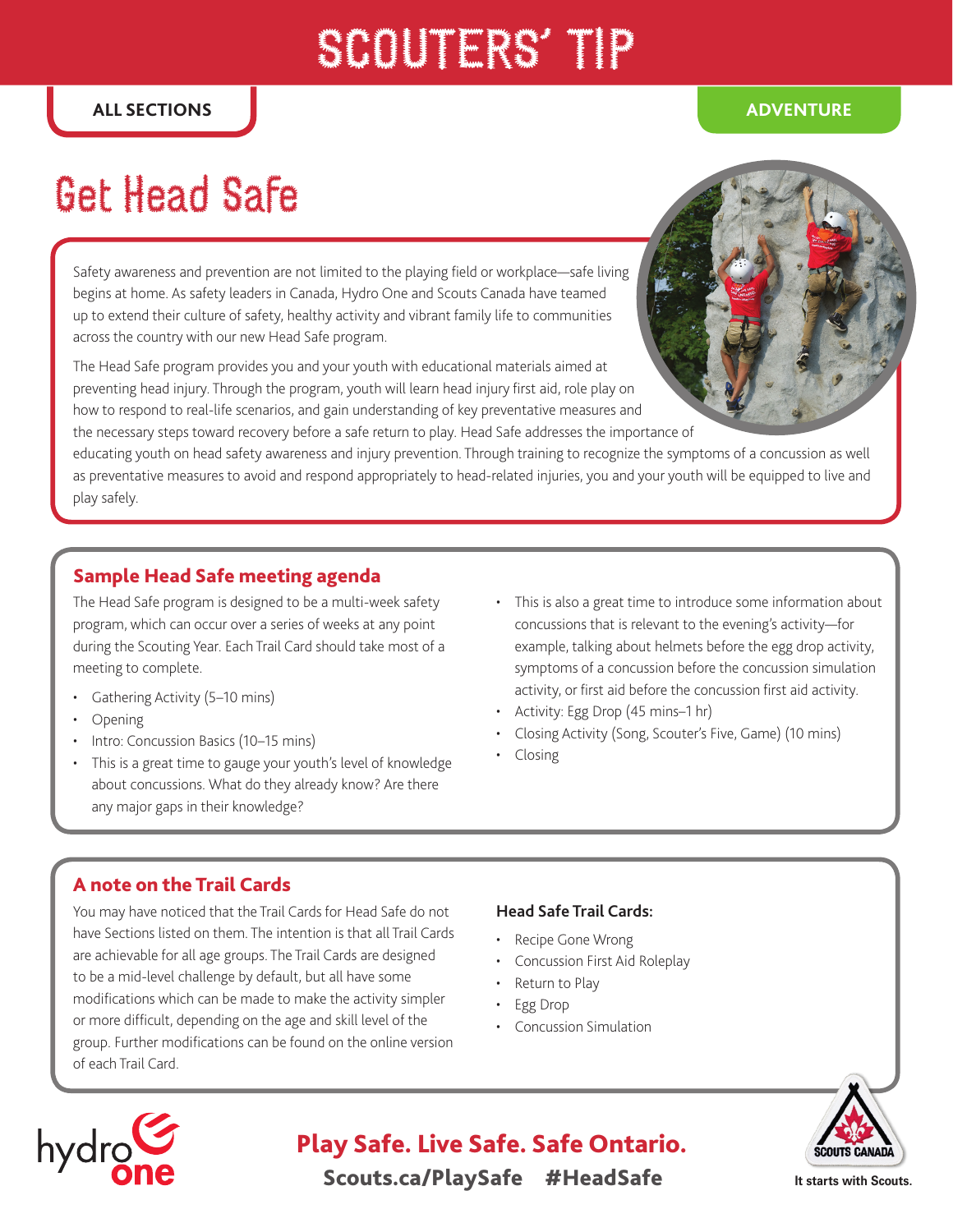# SCOUTERS' TIP

**ALL SECTIONS**

**ADVENTURE**

# Get Head Safe

Safety awareness and prevention are not limited to the playing field or workplace—safe living begins at home. As safety leaders in Canada, Hydro One and Scouts Canada have teamed up to extend their culture of safety, healthy activity and vibrant family life to communities across the country with our new Head Safe program.

The Head Safe program provides you and your youth with educational materials aimed at preventing head injury. Through the program, youth will learn head injury first aid, role play on how to respond to real-life scenarios, and gain understanding of key preventative measures and the necessary steps toward recovery before a safe return to play. Head Safe addresses the importance of educating youth on head safety awareness and injury prevention. Through training to recognize the symptoms of a concussion as well as preventative measures to avoid and respond appropriately to head-related injuries, you and your youth will be equipped to live and play safely.

## Sample Head Safe meeting agenda

The Head Safe program is designed to be a multi-week safety program, which can occur over a series of weeks at any point during the Scouting Year. Each Trail Card should take most of a meeting to complete.

- Gathering Activity (5–10 mins)
- Opening
- Intro: Concussion Basics (10–15 mins)
- This is a great time to gauge your youth's level of knowledge about concussions. What do they already know? Are there any major gaps in their knowledge?
- This is also a great time to introduce some information about concussions that is relevant to the evening's activity—for example, talking about helmets before the egg drop activity, symptoms of a concussion before the concussion simulation activity, or first aid before the concussion first aid activity.
- Activity: Egg Drop (45 mins–1 hr)
- Closing Activity (Song, Scouter's Five, Game) (10 mins)
- Closing

## A note on the Trail Cards

You may have noticed that the Trail Cards for Head Safe do not have Sections listed on them. The intention is that all Trail Cards are achievable for all age groups. The Trail Cards are designed to be a mid-level challenge by default, but all have some modifications which can be made to make the activity simpler or more difficult, depending on the age and skill level of the group. Further modifications can be found on the online version of each Trail Card.

**Head Safe Trail Cards:**

- Recipe Gone Wrong
- Concussion First Aid Roleplay
- Return to Play
- Egg Drop
- Concussion Simulation

**Play Safe. Live Safe. Safe Ontario.**

**Scouts.ca/PlaySafe #HeadSafe**

It starts with Scouts.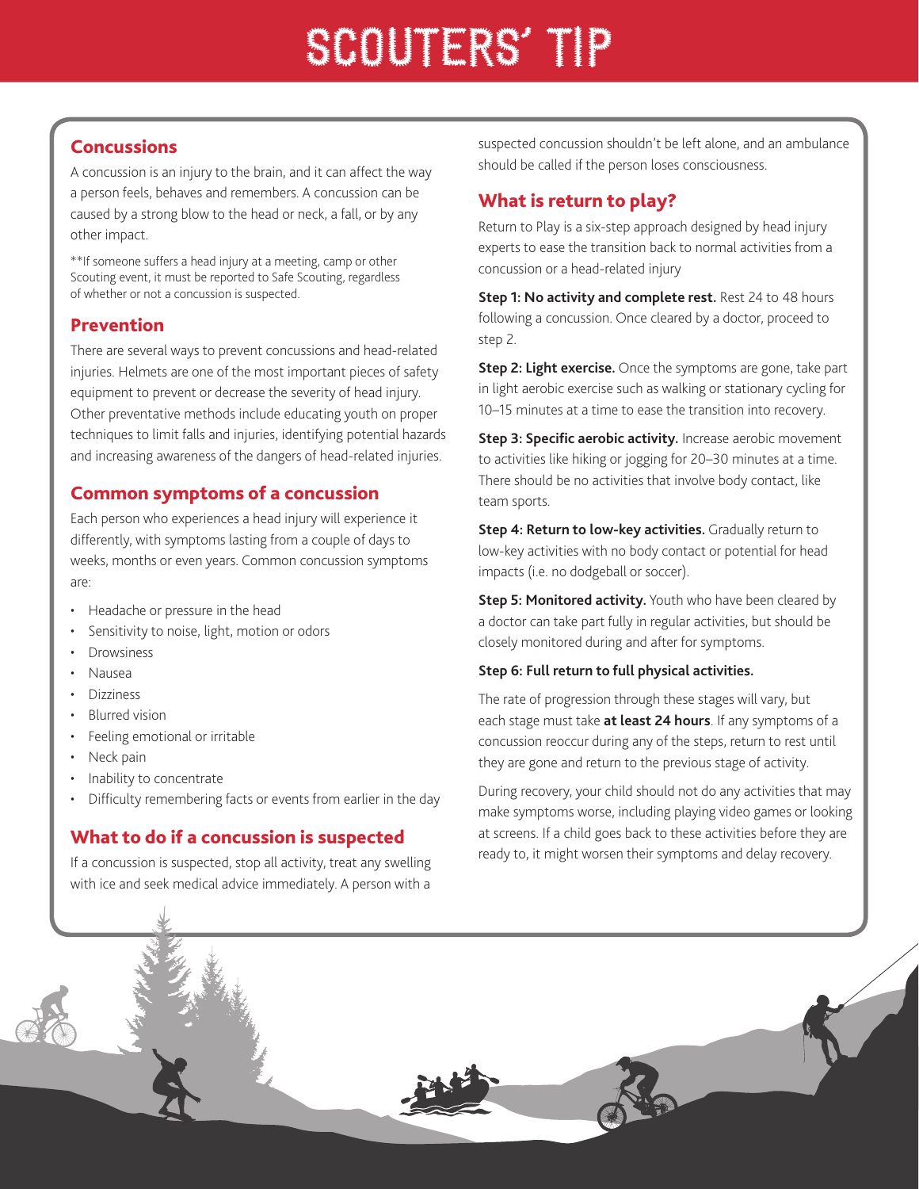# SCOUTERS' TIP

## Concussions

A concussion is an injury to the brain, and it can affect the way a person feels, behaves and remembers. A concussion can be caused by a strong blow to the head or neck, a fall, or by any other impact.

**If someone suffers a head injury at a meeting, camp or other Scouting event, it must be reported to Safe Scouting, regardless of whether or not a concussion is suspected.

## Prevention

There are several ways to prevent concussions and head-related injuries. Helmets are one of the most important pieces of safety equipment to prevent or decrease the severity of head injury. Other preventative methods include educating youth on proper techniques to limit falls and injuries, identifying potential hazards and increasing awareness of the dangers of head-related injuries.

## Common symptoms of a concussion

Each person who experiences a head injury will experience it differently, with symptoms lasting from a couple of days to weeks, months or even years. Common concussion symptoms are:

- Headache or pressure in the head
- Sensitivity to noise, light, motion or odors
- Drowsiness
- Nausea
- Dizziness
- Blurred vision
- Feeling emotional or irritable
- Neck pain
- Inability to concentrate
- Difficulty remembering facts or events from earlier in the day

## What to do if a concussion is suspected

If a concussion is suspected, stop all activity, treat any swelling with ice and seek medical advice immediately. A person with a suspected concussion shouldn't be left alone, and an ambulance should be called if the person loses consciousness.

## What is return to play?

Return to Play is a six-step approach designed by head injury experts to ease the transition back to normal activities from a concussion or a head-related injury

**Step 1: No activity and complete rest.** Rest 24 to 48 hours following a concussion. Once cleared by a doctor, proceed to step 2.

**Step 2: Light exercise.** Once the symptoms are gone, take part in light aerobic exercise such as walking or stationary cycling for 10–15 minutes at a time to ease the transition into recovery.

**Step 3: Specific aerobic activity.** Increase aerobic movement to activities like hiking or jogging for 20–30 minutes at a time. There should be no activities that involve body contact, like team sports.

**Step 4: Return to low-key activities.** Gradually return to low-key activities with no body contact or potential for head impacts (i.e. no dodgeball or soccer).

**Step 5: Monitored activity.** Youth who have been cleared by a doctor can take part fully in regular activities, but should be closely monitored during and after for symptoms.

**Step 6: Full return to full physical activities.**

The rate of progression through these stages will vary, but each stage must take **at least 24 hours**. If any symptoms of a concussion reoccur during any of the steps, return to rest until they are gone and return to the previous stage of activity.

During recovery, your child should not do any activities that may make symptoms worse, including playing video games or looking at screens. If a child goes back to these activities before they are ready to, it might worsen their symptoms and delay recovery.